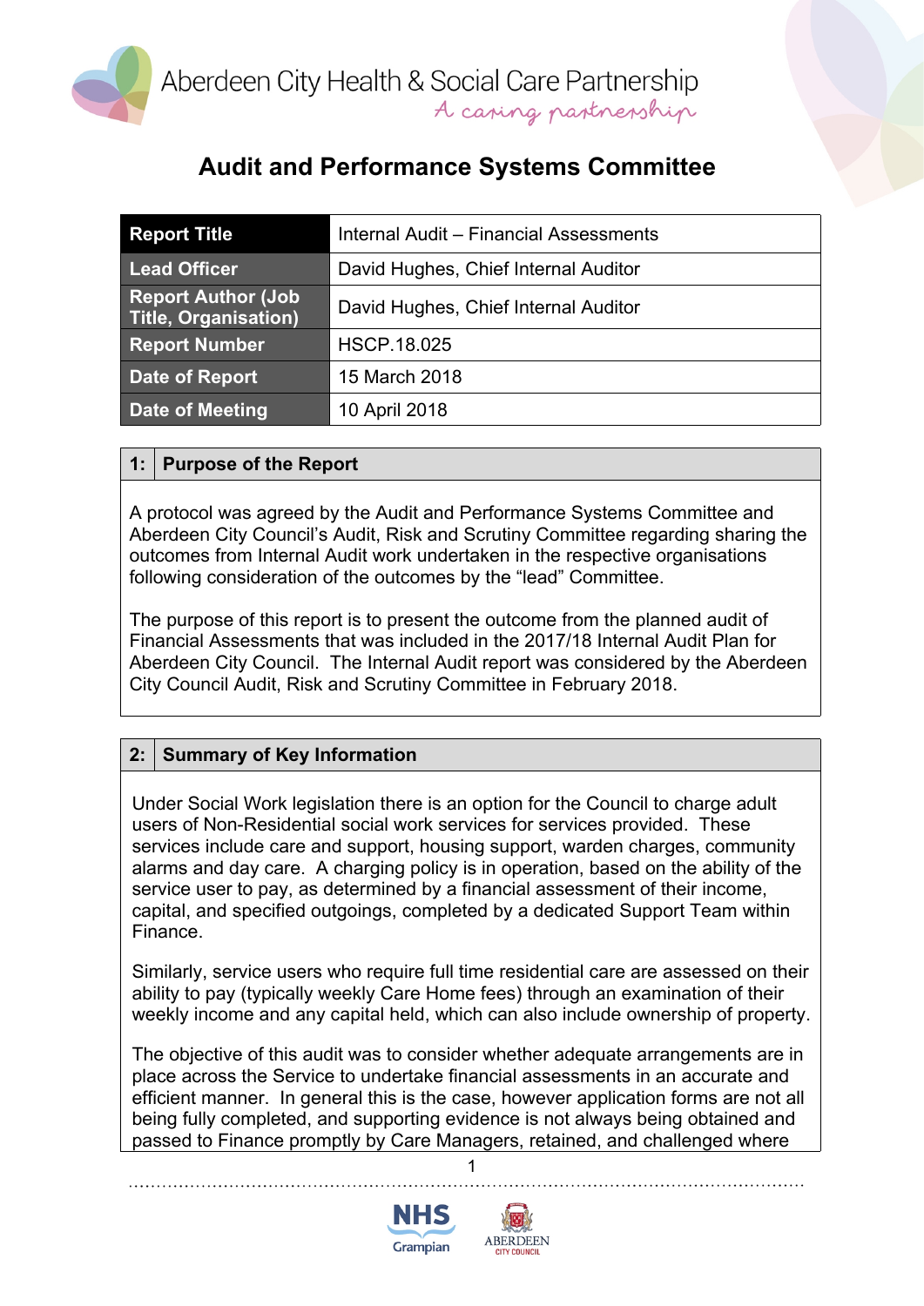Aberdeen City Health & Social Care Partnership

*A caring partnership*

# Audit and Performance Systems Committee

| Report Title | Internal Audit – Financial Assessments |
|---|---|
| Lead Officer | David Hughes, Chief Internal Auditor |
| Report Author (Job Title, Organisation) | David Hughes, Chief Internal Auditor |
| Report Number | HSCP.18.025 |
| Date of Report | 15 March 2018 |
| Date of Meeting | 10 April 2018 |

## 1: Purpose of the Report

A protocol was agreed by the Audit and Performance Systems Committee and Aberdeen City Council's Audit, Risk and Scrutiny Committee regarding sharing the outcomes from Internal Audit work undertaken in the respective organisations following consideration of the outcomes by the "lead" Committee.

The purpose of this report is to present the outcome from the planned audit of Financial Assessments that was included in the 2017/18 Internal Audit Plan for Aberdeen City Council. The Internal Audit report was considered by the Aberdeen City Council Audit, Risk and Scrutiny Committee in February 2018.

## 2: Summary of Key Information

Under Social Work legislation there is an option for the Council to charge adult users of Non-Residential social work services for services provided. These services include care and support, housing support, warden charges, community alarms and day care. A charging policy is in operation, based on the ability of the service user to pay, as determined by a financial assessment of their income, capital, and specified outgoings, completed by a dedicated Support Team within Finance.

Similarly, service users who require full time residential care are assessed on their ability to pay (typically weekly Care Home fees) through an examination of their weekly income and any capital held, which can also include ownership of property.

The objective of this audit was to consider whether adequate arrangements are in place across the Service to undertake financial assessments in an accurate and efficient manner. In general this is the case, however application forms are not all being fully completed, and supporting evidence is not always being obtained and passed to Finance promptly by Care Managers, retained, and challenged where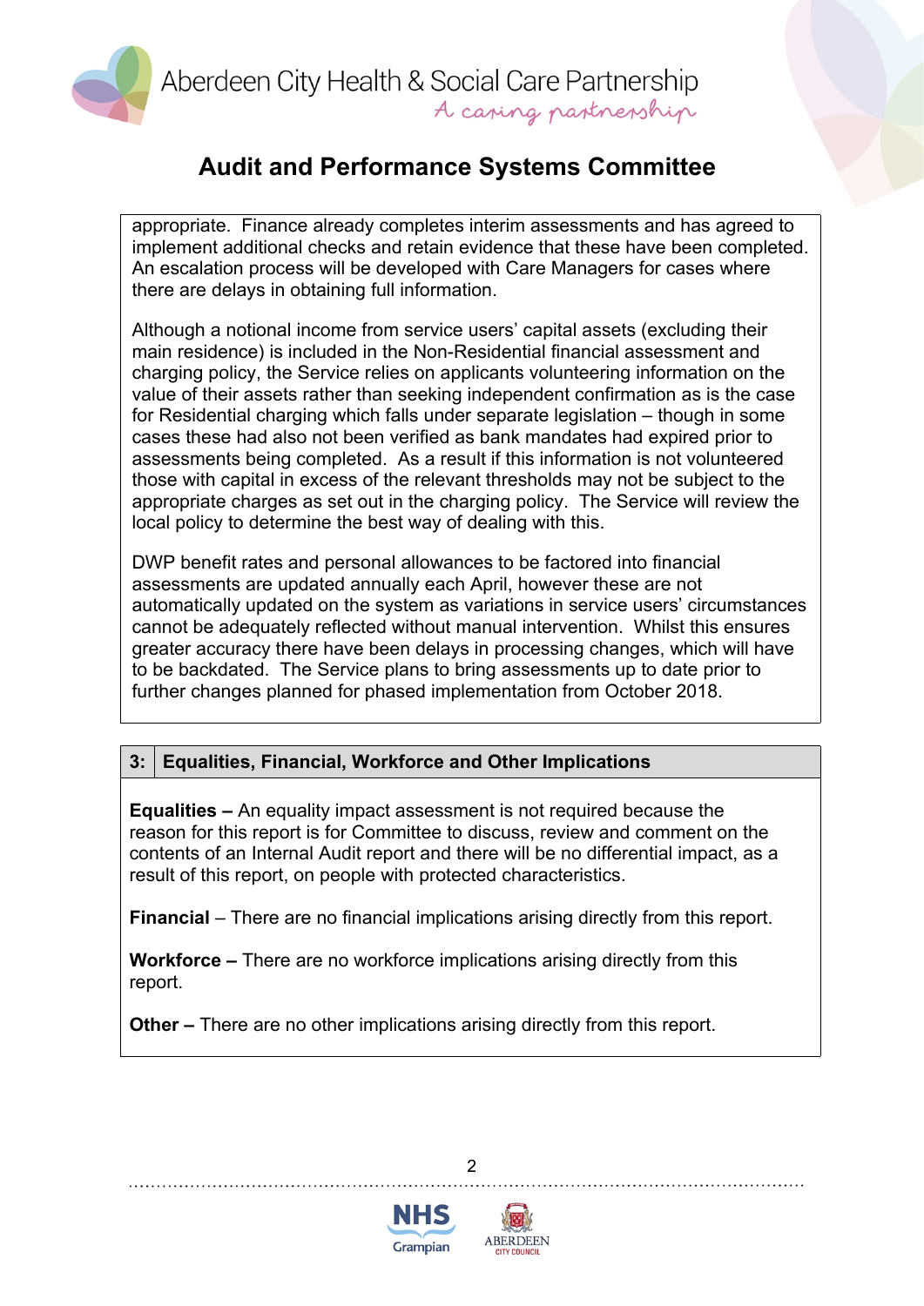appropriate. Finance already completes interim assessments and has agreed to implement additional checks and retain evidence that these have been completed. An escalation process will be developed with Care Managers for cases where there are delays in obtaining full information.

Although a notional income from service users' capital assets (excluding their main residence) is included in the Non-Residential financial assessment and charging policy, the Service relies on applicants volunteering information on the value of their assets rather than seeking independent confirmation as is the case for Residential charging which falls under separate legislation – though in some cases these had also not been verified as bank mandates had expired prior to assessments being completed. As a result if this information is not volunteered those with capital in excess of the relevant thresholds may not be subject to the appropriate charges as set out in the charging policy. The Service will review the local policy to determine the best way of dealing with this.

DWP benefit rates and personal allowances to be factored into financial assessments are updated annually each April, however these are not automatically updated on the system as variations in service users' circumstances cannot be adequately reflected without manual intervention. Whilst this ensures greater accuracy there have been delays in processing changes, which will have to be backdated. The Service plans to bring assessments up to date prior to further changes planned for phased implementation from October 2018.

## 3: Equalities, Financial, Workforce and Other Implications

**Equalities –** An equality impact assessment is not required because the reason for this report is for Committee to discuss, review and comment on the contents of an Internal Audit report and there will be no differential impact, as a result of this report, on people with protected characteristics.

**Financial** – There are no financial implications arising directly from this report.

**Workforce –** There are no workforce implications arising directly from this report.

**Other –** There are no other implications arising directly from this report.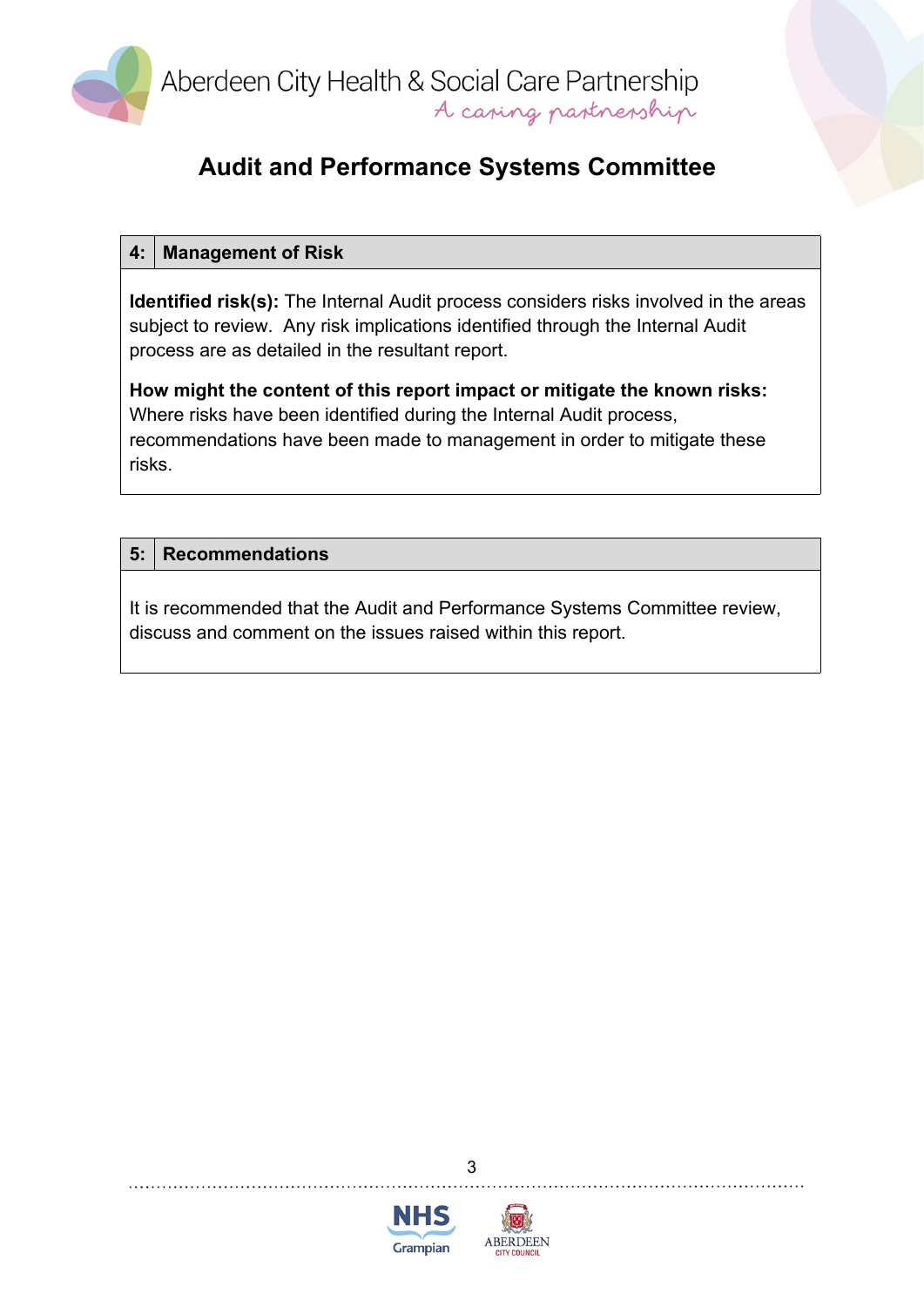## 4: Management of Risk

**Identified risk(s):** The Internal Audit process considers risks involved in the areas subject to review. Any risk implications identified through the Internal Audit process are as detailed in the resultant report.

**How might the content of this report impact or mitigate the known risks:** Where risks have been identified during the Internal Audit process, recommendations have been made to management in order to mitigate these risks.

## 5: Recommendations

It is recommended that the Audit and Performance Systems Committee review, discuss and comment on the issues raised within this report.